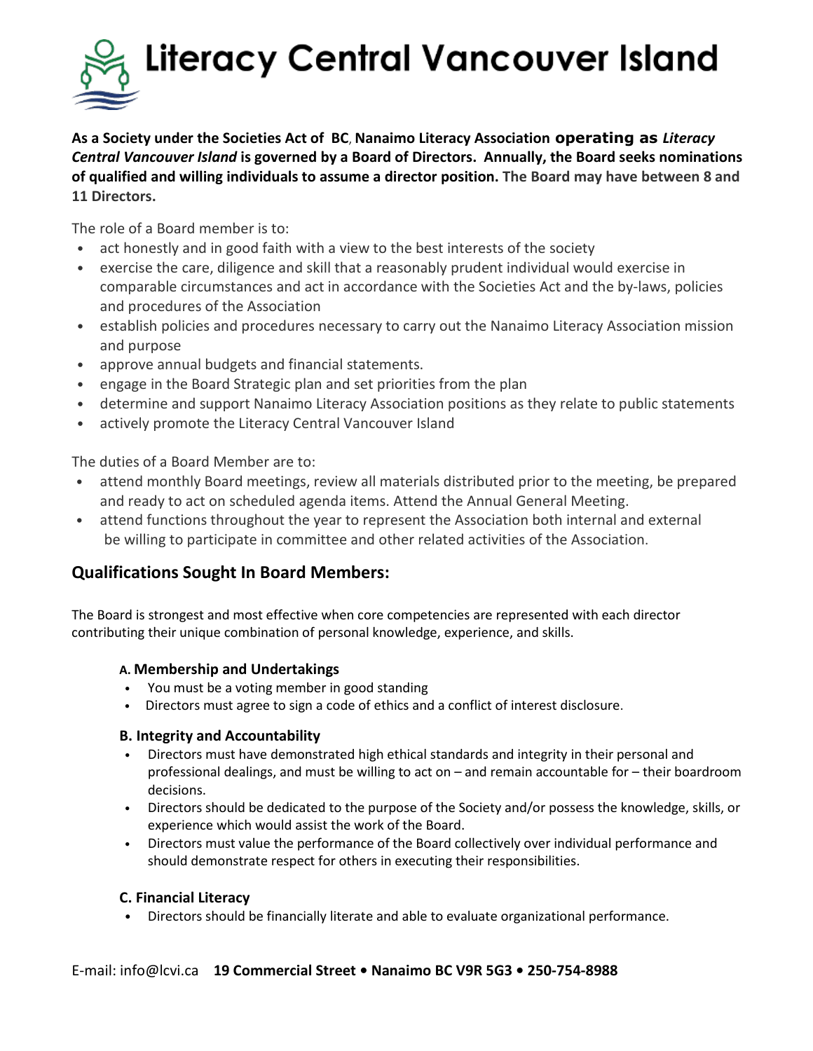# Literacy Central Vancouver Island

**As a Society under the Societies Act of BC, Nanaimo Literacy Association operating as *Literacy Central Vancouver Island* is governed by a Board of Directors. Annually, the Board seeks nominations of qualified and willing individuals to assume a director position. The Board may have between 8 and 11 Directors.**

The role of a Board member is to:

- act honestly and in good faith with a view to the best interests of the society
- exercise the care, diligence and skill that a reasonably prudent individual would exercise in comparable circumstances and act in accordance with the Societies Act and the by-laws, policies and procedures of the Association
- establish policies and procedures necessary to carry out the Nanaimo Literacy Association mission and purpose
- approve annual budgets and financial statements.
- engage in the Board Strategic plan and set priorities from the plan
- determine and support Nanaimo Literacy Association positions as they relate to public statements
- actively promote the Literacy Central Vancouver Island

The duties of a Board Member are to:

- attend monthly Board meetings, review all materials distributed prior to the meeting, be prepared and ready to act on scheduled agenda items. Attend the Annual General Meeting.
- attend functions throughout the year to represent the Association both internal and external be willing to participate in committee and other related activities of the Association.

## Qualifications Sought In Board Members:

The Board is strongest and most effective when core competencies are represented with each director contributing their unique combination of personal knowledge, experience, and skills.

### A. Membership and Undertakings

- You must be a voting member in good standing
- Directors must agree to sign a code of ethics and a conflict of interest disclosure.

### B. Integrity and Accountability

- Directors must have demonstrated high ethical standards and integrity in their personal and professional dealings, and must be willing to act on – and remain accountable for – their boardroom decisions.
- Directors should be dedicated to the purpose of the Society and/or possess the knowledge, skills, or experience which would assist the work of the Board.
- Directors must value the performance of the Board collectively over individual performance and should demonstrate respect for others in executing their responsibilities.

### C. Financial Literacy

- Directors should be financially literate and able to evaluate organizational performance.

E-mail: info@lcvi.ca **19 Commercial Street • Nanaimo BC V9R 5G3 • 250-754-8988**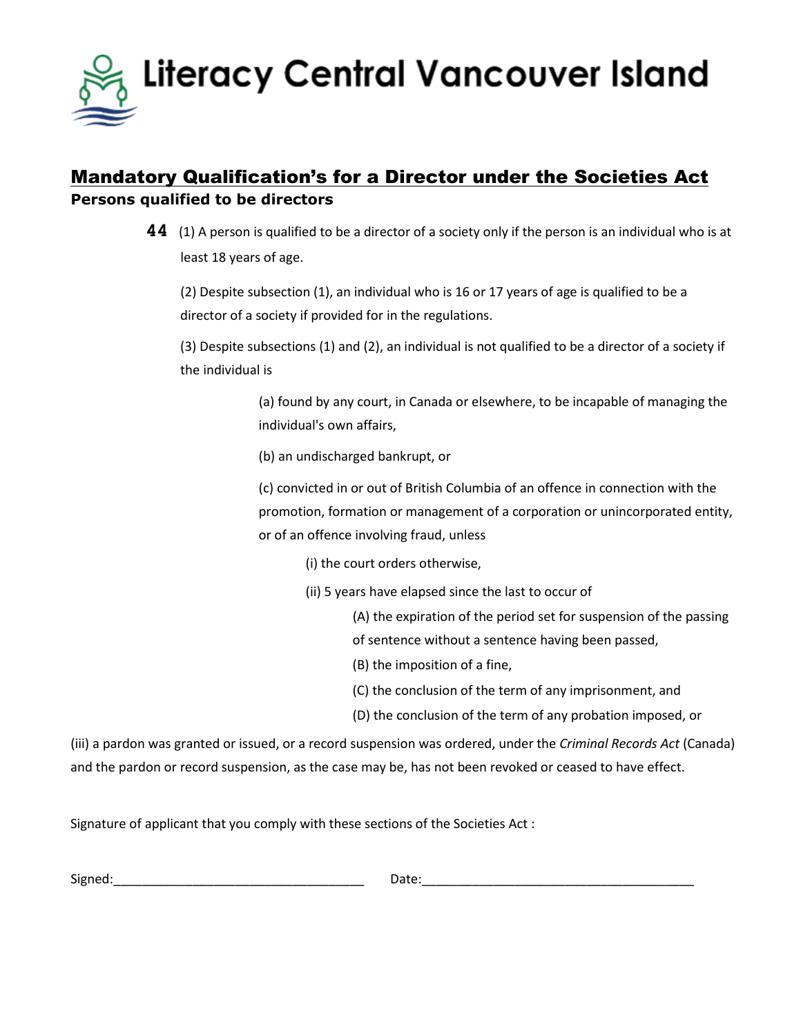# Literacy Central Vancouver Island

## Mandatory Qualification's for a Director under the Societies Act

**Persons qualified to be directors**

**44** (1) A person is qualified to be a director of a society only if the person is an individual who is at least 18 years of age.

(2) Despite subsection (1), an individual who is 16 or 17 years of age is qualified to be a director of a society if provided for in the regulations.

(3) Despite subsections (1) and (2), an individual is not qualified to be a director of a society if the individual is

(a) found by any court, in Canada or elsewhere, to be incapable of managing the individual's own affairs,

(b) an undischarged bankrupt, or

(c) convicted in or out of British Columbia of an offence in connection with the promotion, formation or management of a corporation or unincorporated entity, or of an offence involving fraud, unless

(i) the court orders otherwise,

(ii) 5 years have elapsed since the last to occur of

(A) the expiration of the period set for suspension of the passing of sentence without a sentence having been passed,

(B) the imposition of a fine,

(C) the conclusion of the term of any imprisonment, and

(D) the conclusion of the term of any probation imposed, or

(iii) a pardon was granted or issued, or a record suspension was ordered, under the *Criminal Records Act* (Canada) and the pardon or record suspension, as the case may be, has not been revoked or ceased to have effect.

Signature of applicant that you comply with these sections of the Societies Act :

Signed:___________________________________ Date:______________________________________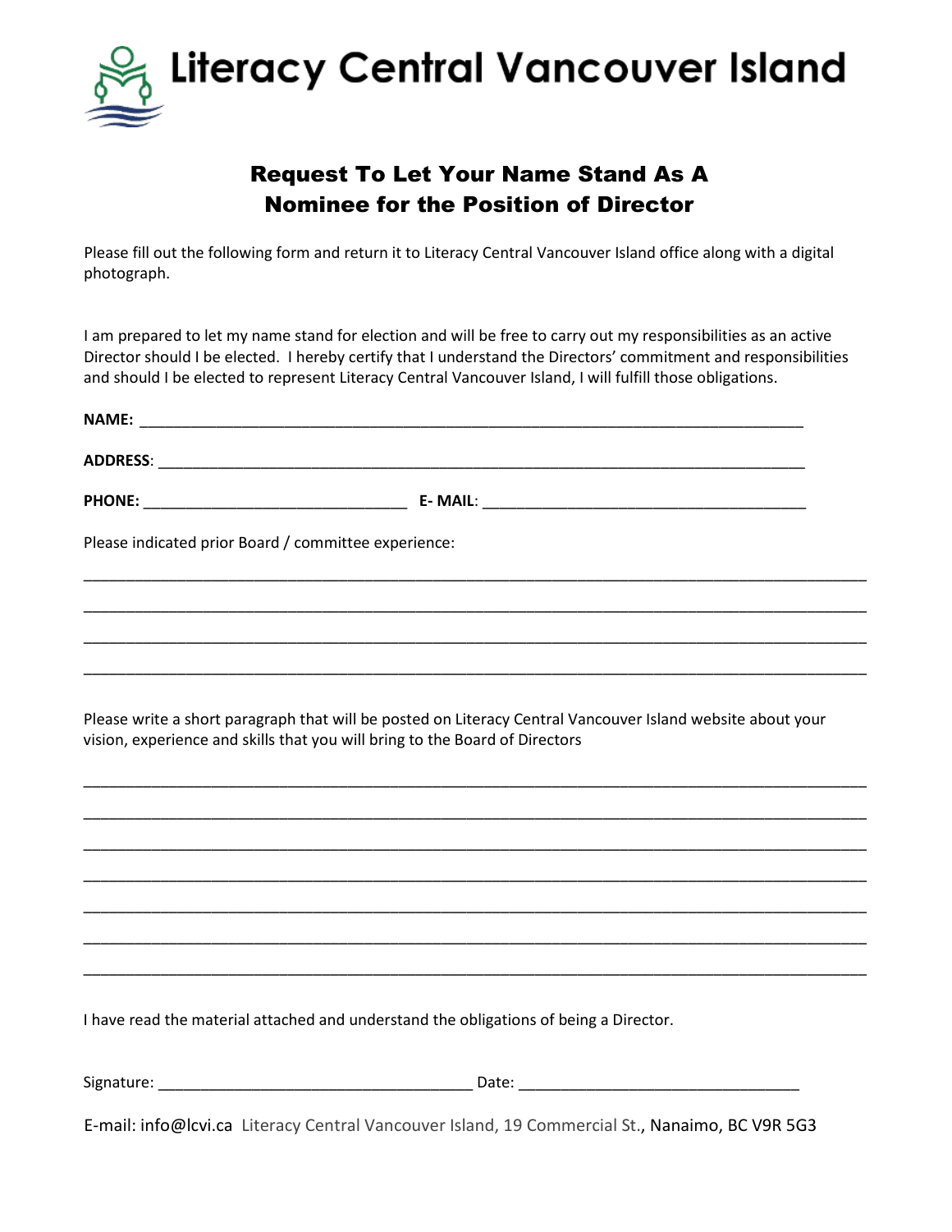# Literacy Central Vancouver Island

## Request To Let Your Name Stand As A Nominee for the Position of Director

Please fill out the following form and return it to Literacy Central Vancouver Island office along with a digital photograph.

I am prepared to let my name stand for election and will be free to carry out my responsibilities as an active Director should I be elected. I hereby certify that I understand the Directors' commitment and responsibilities and should I be elected to represent Literacy Central Vancouver Island, I will fulfill those obligations.

**NAME:** ______________________________________________________________________________

**ADDRESS**: ____________________________________________________________________________

**PHONE:** ______________________________ **E- MAIL**: _____________________________________

Please indicated prior Board / committee experience:

_____________________________________________________________________________________________

_____________________________________________________________________________________________

_____________________________________________________________________________________________

_____________________________________________________________________________________________

Please write a short paragraph that will be posted on Literacy Central Vancouver Island website about your vision, experience and skills that you will bring to the Board of Directors

_____________________________________________________________________________________________

_____________________________________________________________________________________________

_____________________________________________________________________________________________

_____________________________________________________________________________________________

_____________________________________________________________________________________________

_____________________________________________________________________________________________

_____________________________________________________________________________________________

I have read the material attached and understand the obligations of being a Director.

Signature: ____________________________________ Date: ________________________________

E-mail: info@lcvi.ca Literacy Central Vancouver Island, 19 Commercial St., Nanaimo, BC V9R 5G3